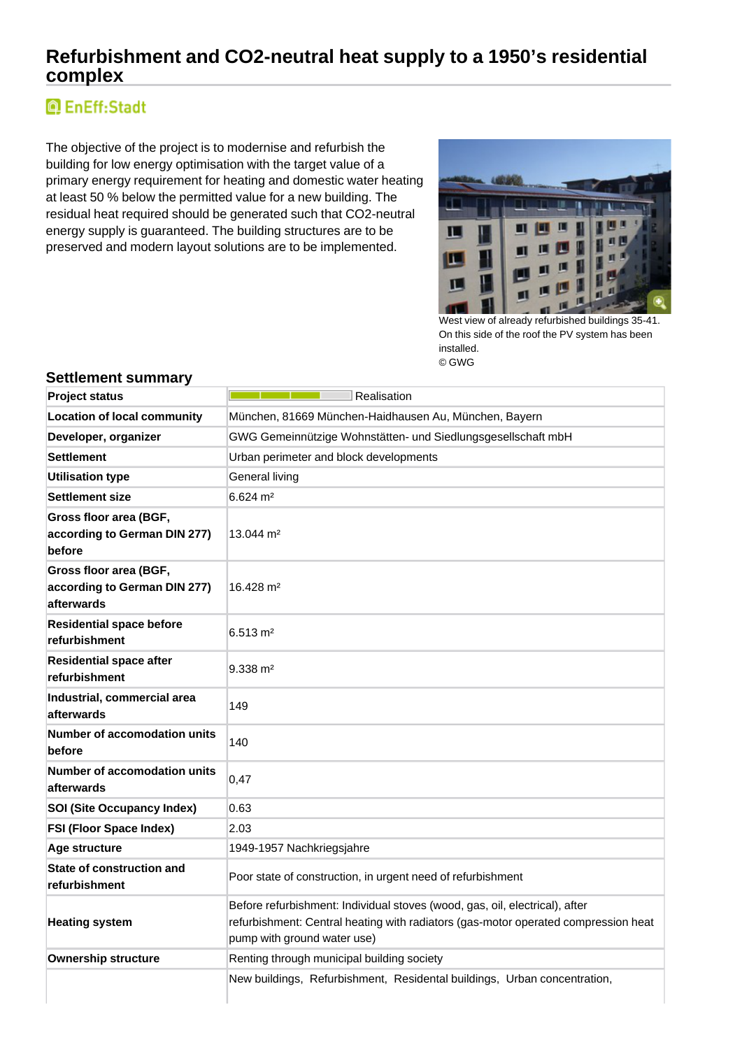# Refurbishment and CO2-neutral heat supply to a 1950's residential complex

EnEff:Stadt

The objective of the project is to modernise and refurbish the building for low energy optimisation with the target value of a primary energy requirement for heating and domestic water heating at least 50 % below the permitted value for a new building. The residual heat required should be generated such that CO2-neutral energy supply is guaranteed. The building structures are to be preserved and modern layout solutions are to be implemented.

West view of already refurbished buildings 35-41. On this side of the roof the PV system has been installed.
© GWG

## Settlement summary

| | |
|---|---|
| **Project status** | Realisation |
| **Location of local community** | München, 81669 München-Haidhausen Au, München, Bayern |
| **Developer, organizer** | GWG Gemeinnützige Wohnstätten- und Siedlungsgesellschaft mbH |
| **Settlement** | Urban perimeter and block developments |
| **Utilisation type** | General living |
| **Settlement size** | 6.624 m² |
| **Gross floor area (BGF, according to German DIN 277) before** | 13.044 m² |
| **Gross floor area (BGF, according to German DIN 277) afterwards** | 16.428 m² |
| **Residential space before refurbishment** | 6.513 m² |
| **Residential space after refurbishment** | 9.338 m² |
| **Industrial, commercial area afterwards** | 149 |
| **Number of accomodation units before** | 140 |
| **Number of accomodation units afterwards** | 0,47 |
| **SOI (Site Occupancy Index)** | 0.63 |
| **FSI (Floor Space Index)** | 2.03 |
| **Age structure** | 1949-1957 Nachkriegsjahre |
| **State of construction and refurbishment** | Poor state of construction, in urgent need of refurbishment |
| **Heating system** | Before refurbishment: Individual stoves (wood, gas, oil, electrical), after refurbishment: Central heating with radiators (gas-motor operated compression heat pump with ground water use) |
| **Ownership structure** | Renting through municipal building society |
| | New buildings, Refurbishment, Residental buildings, Urban concentration, |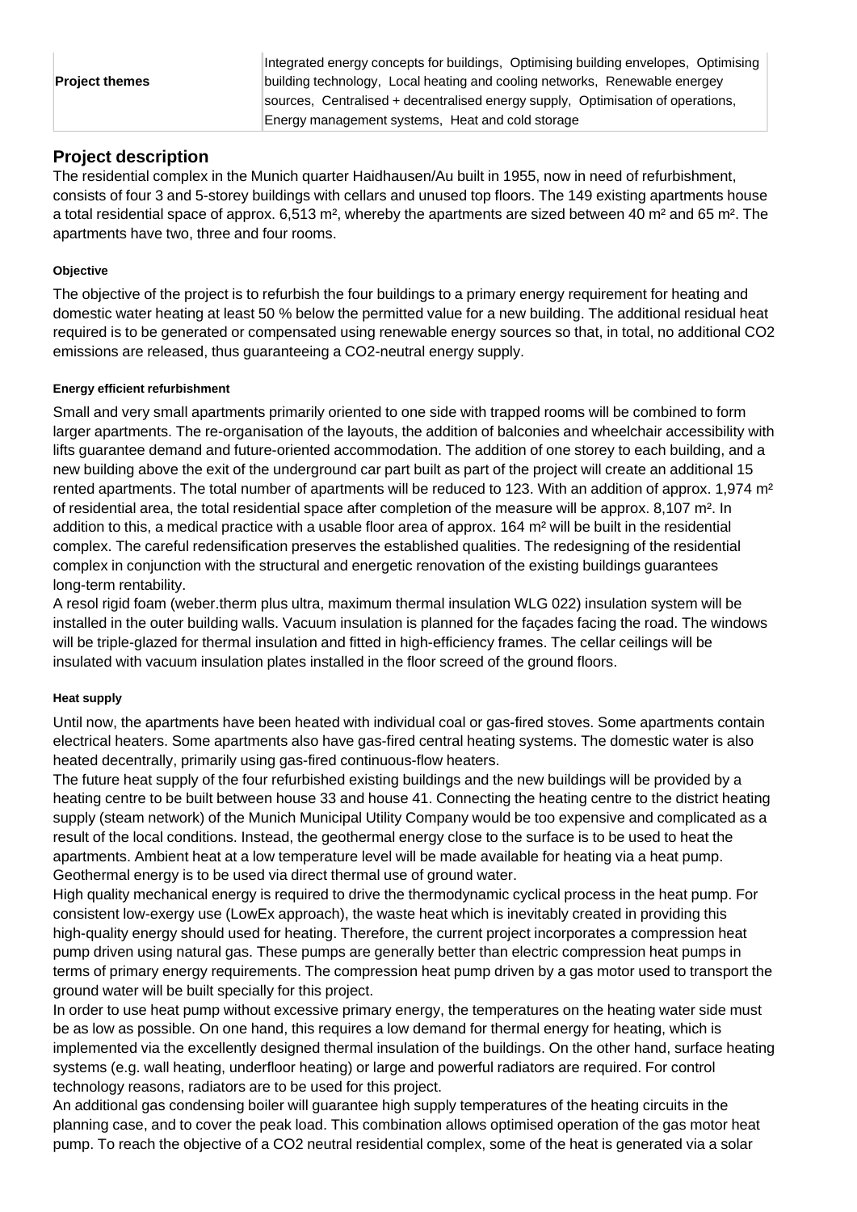| Project themes | Integrated energy concepts for buildings, Optimising building envelopes, Optimising building technology, Local heating and cooling networks, Renewable energey sources, Centralised + decentralised energy supply, Optimisation of operations, Energy management systems, Heat and cold storage |
|---|---|

## Project description

The residential complex in the Munich quarter Haidhausen/Au built in 1955, now in need of refurbishment, consists of four 3 and 5-storey buildings with cellars and unused top floors. The 149 existing apartments house a total residential space of approx. 6,513 m², whereby the apartments are sized between 40 m² and 65 m². The apartments have two, three and four rooms.

#### Objective

The objective of the project is to refurbish the four buildings to a primary energy requirement for heating and domestic water heating at least 50 % below the permitted value for a new building. The additional residual heat required is to be generated or compensated using renewable energy sources so that, in total, no additional $CO_2$ emissions are released, thus guaranteeing a $CO_2$-neutral energy supply.

#### Energy efficient refurbishment

Small and very small apartments primarily oriented to one side with trapped rooms will be combined to form larger apartments. The re-organisation of the layouts, the addition of balconies and wheelchair accessibility with lifts guarantee demand and future-oriented accommodation. The addition of one storey to each building, and a new building above the exit of the underground car part built as part of the project will create an additional 15 rented apartments. The total number of apartments will be reduced to 123. With an addition of approx. 1,974 m² of residential area, the total residential space after completion of the measure will be approx. 8,107 m². In addition to this, a medical practice with a usable floor area of approx. 164 m² will be built in the residential complex. The careful redensification preserves the established qualities. The redesigning of the residential complex in conjunction with the structural and energetic renovation of the existing buildings guarantees long-term rentability.

A resol rigid foam (weber.therm plus ultra, maximum thermal insulation WLG 022) insulation system will be installed in the outer building walls. Vacuum insulation is planned for the façades facing the road. The windows will be triple-glazed for thermal insulation and fitted in high-efficiency frames. The cellar ceilings will be insulated with vacuum insulation plates installed in the floor screed of the ground floors.

#### Heat supply

Until now, the apartments have been heated with individual coal or gas-fired stoves. Some apartments contain electrical heaters. Some apartments also have gas-fired central heating systems. The domestic water is also heated decentrally, primarily using gas-fired continuous-flow heaters.

The future heat supply of the four refurbished existing buildings and the new buildings will be provided by a heating centre to be built between house 33 and house 41. Connecting the heating centre to the district heating supply (steam network) of the Munich Municipal Utility Company would be too expensive and complicated as a result of the local conditions. Instead, the geothermal energy close to the surface is to be used to heat the apartments. Ambient heat at a low temperature level will be made available for heating via a heat pump. Geothermal energy is to be used via direct thermal use of ground water.

High quality mechanical energy is required to drive the thermodynamic cyclical process in the heat pump. For consistent low-exergy use (LowEx approach), the waste heat which is inevitably created in providing this high-quality energy should used for heating. Therefore, the current project incorporates a compression heat pump driven using natural gas. These pumps are generally better than electric compression heat pumps in terms of primary energy requirements. The compression heat pump driven by a gas motor used to transport the ground water will be built specially for this project.

In order to use heat pump without excessive primary energy, the temperatures on the heating water side must be as low as possible. On one hand, this requires a low demand for thermal energy for heating, which is implemented via the excellently designed thermal insulation of the buildings. On the other hand, surface heating systems (e.g. wall heating, underfloor heating) or large and powerful radiators are required. For control technology reasons, radiators are to be used for this project.

An additional gas condensing boiler will guarantee high supply temperatures of the heating circuits in the planning case, and to cover the peak load. This combination allows optimised operation of the gas motor heat pump. To reach the objective of a $CO_2$ neutral residential complex, some of the heat is generated via a solar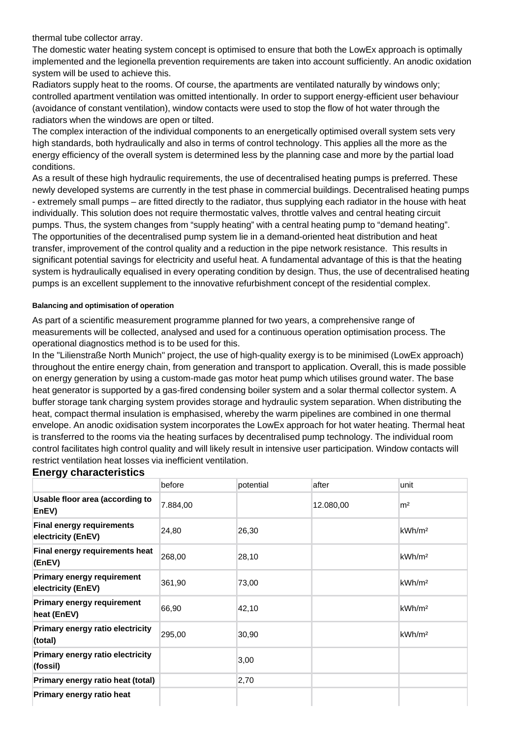thermal tube collector array.

The domestic water heating system concept is optimised to ensure that both the LowEx approach is optimally implemented and the legionella prevention requirements are taken into account sufficiently. An anodic oxidation system will be used to achieve this.

Radiators supply heat to the rooms. Of course, the apartments are ventilated naturally by windows only; controlled apartment ventilation was omitted intentionally. In order to support energy-efficient user behaviour (avoidance of constant ventilation), window contacts were used to stop the flow of hot water through the radiators when the windows are open or tilted.

The complex interaction of the individual components to an energetically optimised overall system sets very high standards, both hydraulically and also in terms of control technology. This applies all the more as the energy efficiency of the overall system is determined less by the planning case and more by the partial load conditions.

As a result of these high hydraulic requirements, the use of decentralised heating pumps is preferred. These newly developed systems are currently in the test phase in commercial buildings. Decentralised heating pumps - extremely small pumps – are fitted directly to the radiator, thus supplying each radiator in the house with heat individually. This solution does not require thermostatic valves, throttle valves and central heating circuit pumps. Thus, the system changes from “supply heating” with a central heating pump to “demand heating”. The opportunities of the decentralised pump system lie in a demand-oriented heat distribution and heat transfer, improvement of the control quality and a reduction in the pipe network resistance. This results in significant potential savings for electricity and useful heat. A fundamental advantage of this is that the heating system is hydraulically equalised in every operating condition by design. Thus, the use of decentralised heating pumps is an excellent supplement to the innovative refurbishment concept of the residential complex.

#### Balancing and optimisation of operation

As part of a scientific measurement programme planned for two years, a comprehensive range of measurements will be collected, analysed and used for a continuous operation optimisation process. The operational diagnostics method is to be used for this.

In the "Lilienstraße North Munich" project, the use of high-quality exergy is to be minimised (LowEx approach) throughout the entire energy chain, from generation and transport to application. Overall, this is made possible on energy generation by using a custom-made gas motor heat pump which utilises ground water. The base heat generator is supported by a gas-fired condensing boiler system and a solar thermal collector system. A buffer storage tank charging system provides storage and hydraulic system separation. When distributing the heat, compact thermal insulation is emphasised, whereby the warm pipelines are combined in one thermal envelope. An anodic oxidisation system incorporates the LowEx approach for hot water heating. Thermal heat is transferred to the rooms via the heating surfaces by decentralised pump technology. The individual room control facilitates high control quality and will likely result in intensive user participation. Window contacts will restrict ventilation heat losses via inefficient ventilation.

## Energy characteristics

| | before | potential | after | unit |
|---|---|---|---|---|
| **Usable floor area (according to EnEV)** | 7.884,00 | | 12.080,00 | m² |
| **Final energy requirements electricity (EnEV)** | 24,80 | 26,30 | | kWh/m² |
| **Final energy requirements heat (EnEV)** | 268,00 | 28,10 | | kWh/m² |
| **Primary energy requirement electricity (EnEV)** | 361,90 | 73,00 | | kWh/m² |
| **Primary energy requirement heat (EnEV)** | 66,90 | 42,10 | | kWh/m² |
| **Primary energy ratio electricity (total)** | 295,00 | 30,90 | | kWh/m² |
| **Primary energy ratio electricity (fossil)** | | 3,00 | | |
| **Primary energy ratio heat (total)** | | 2,70 | | |
| **Primary energy ratio heat** | | | | |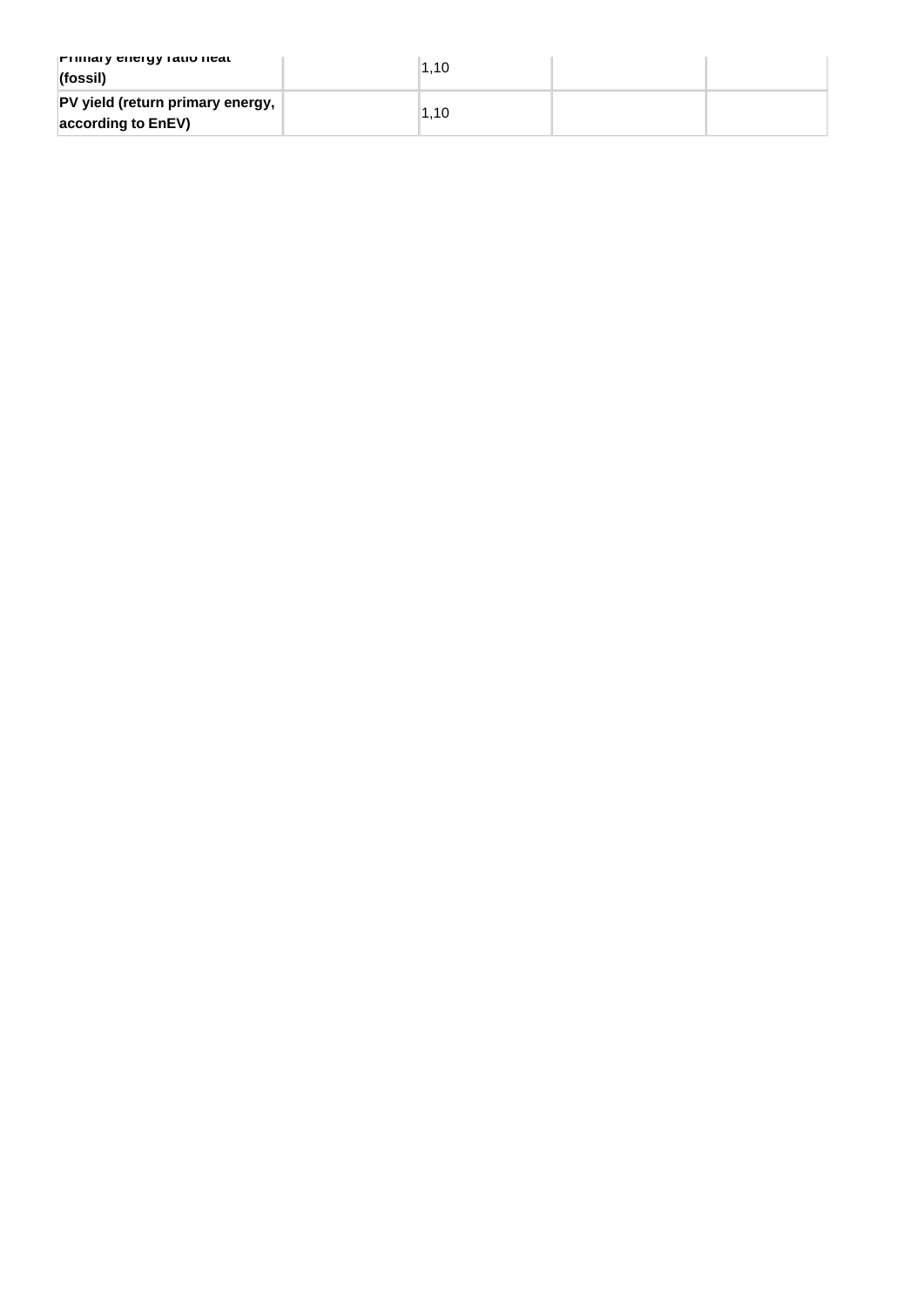| | | | | |
|---|---|---|---|---|
| **Primary energy ratio heat (fossil)** | | 1,10 | | |
| **PV yield (return primary energy, according to EnEV)** | | 1,10 | | |